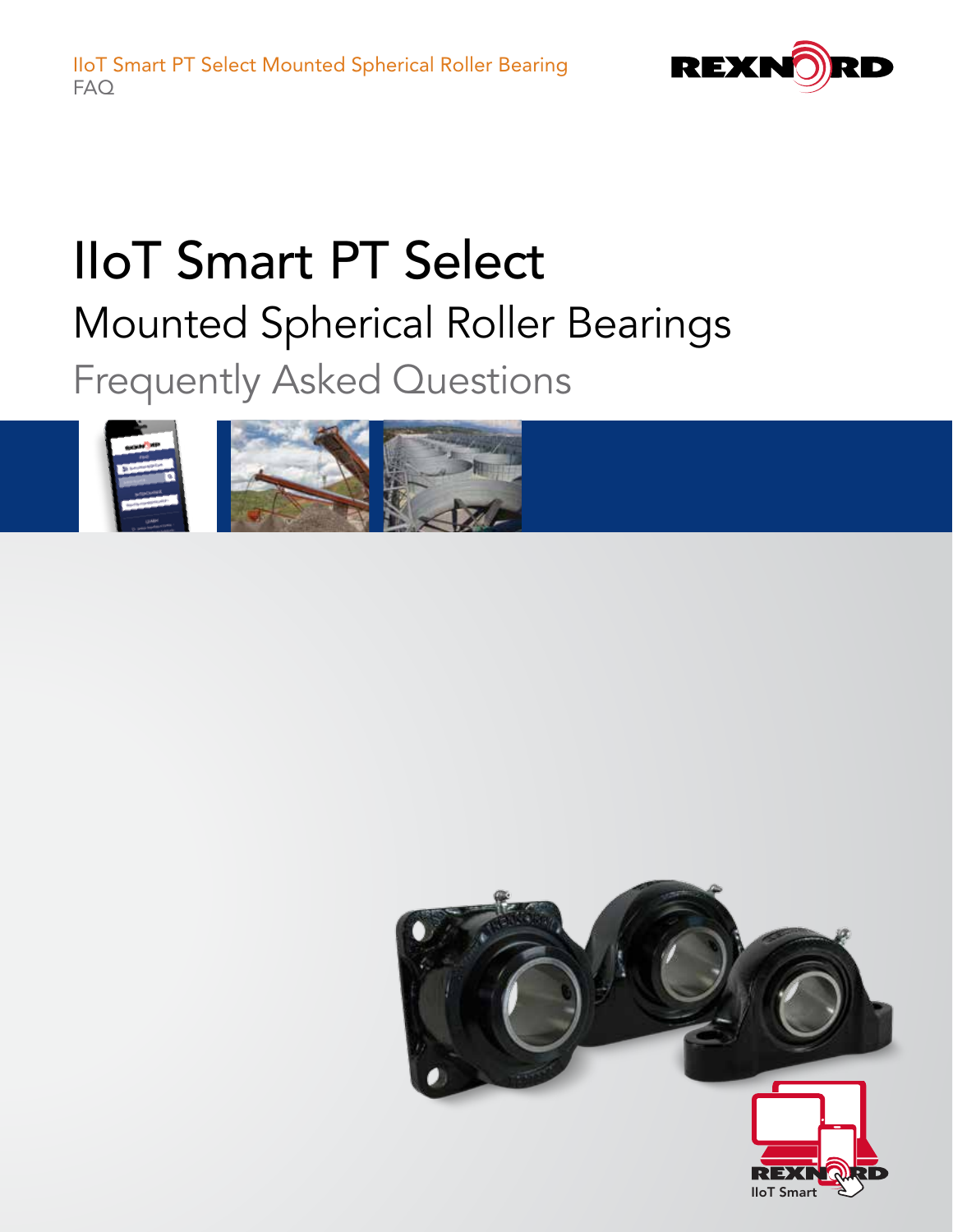IIoT Smart PT Select Mounted Spherical Roller Bearing
FAQ

# IIoT Smart PT Select

## Mounted Spherical Roller Bearings

### Frequently Asked Questions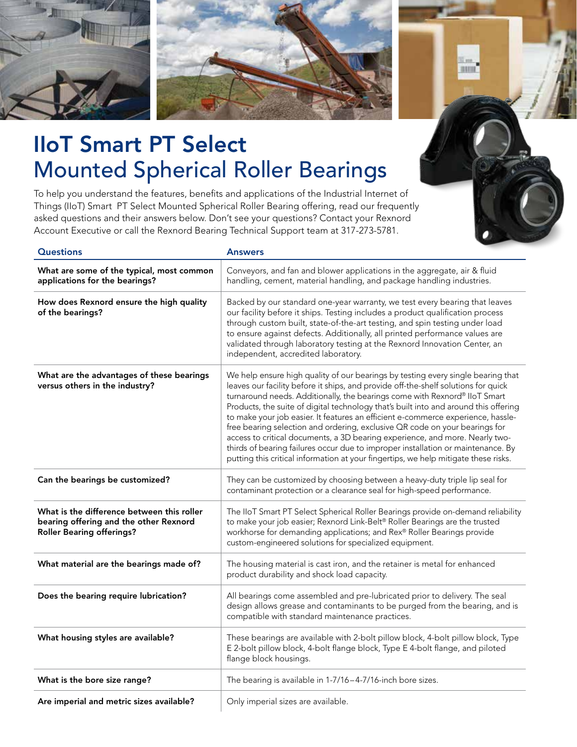# IIoT Smart PT Select Mounted Spherical Roller Bearings

To help you understand the features, benefits and applications of the Industrial Internet of Things (IIoT) Smart PT Select Mounted Spherical Roller Bearing offering, read our frequently asked questions and their answers below. Don't see your questions? Contact your Rexnord Account Executive or call the Rexnord Bearing Technical Support team at 317-273-5781.

| Questions | Answers |
|---|---|
| **What are some of the typical, most common applications for the bearings?** | Conveyors, and fan and blower applications in the aggregate, air & fluid handling, cement, material handling, and package handling industries. |
| **How does Rexnord ensure the high quality of the bearings?** | Backed by our standard one-year warranty, we test every bearing that leaves our facility before it ships. Testing includes a product qualification process through custom built, state-of-the-art testing, and spin testing under load to ensure against defects. Additionally, all printed performance values are validated through laboratory testing at the Rexnord Innovation Center, an independent, accredited laboratory. |
| **What are the advantages of these bearings versus others in the industry?** | We help ensure high quality of our bearings by testing every single bearing that leaves our facility before it ships, and provide off-the-shelf solutions for quick turnaround needs. Additionally, the bearings come with Rexnord® IIoT Smart Products, the suite of digital technology that's built into and around this offering to make your job easier. It features an efficient e-commerce experience, hassle-free bearing selection and ordering, exclusive QR code on your bearings for access to critical documents, a 3D bearing experience, and more. Nearly two-thirds of bearing failures occur due to improper installation or maintenance. By putting this critical information at your fingertips, we help mitigate these risks. |
| **Can the bearings be customized?** | They can be customized by choosing between a heavy-duty triple lip seal for contaminant protection or a clearance seal for high-speed performance. |
| **What is the difference between this roller bearing offering and the other Rexnord Roller Bearing offerings?** | The IIoT Smart PT Select Spherical Roller Bearings provide on-demand reliability to make your job easier; Rexnord Link-Belt® Roller Bearings are the trusted workhorse for demanding applications; and Rex® Roller Bearings provide custom-engineered solutions for specialized equipment. |
| **What material are the bearings made of?** | The housing material is cast iron, and the retainer is metal for enhanced product durability and shock load capacity. |
| **Does the bearing require lubrication?** | All bearings come assembled and pre-lubricated prior to delivery. The seal design allows grease and contaminants to be purged from the bearing, and is compatible with standard maintenance practices. |
| **What housing styles are available?** | These bearings are available with 2-bolt pillow block, 4-bolt pillow block, Type E 2-bolt pillow block, 4-bolt flange block, Type E 4-bolt flange, and piloted flange block housings. |
| **What is the bore size range?** | The bearing is available in 1-7/16–4-7/16-inch bore sizes. |
| **Are imperial and metric sizes available?** | Only imperial sizes are available. |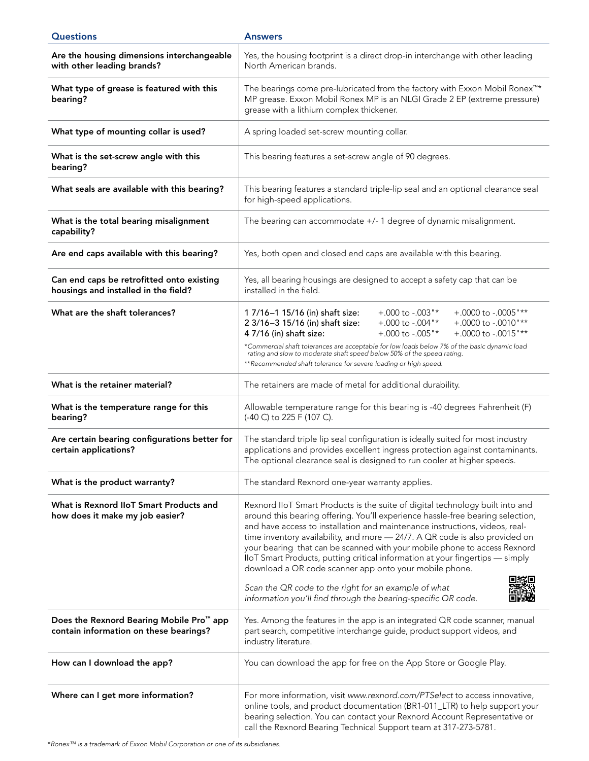| Questions | Answers |
|---|---|
| **Are the housing dimensions interchangeable with other leading brands?** | Yes, the housing footprint is a direct drop-in interchange with other leading North American brands. |
| **What type of grease is featured with this bearing?** | The bearings come pre-lubricated from the factory with Exxon Mobil Ronex™* MP grease. Exxon Mobil Ronex MP is an NLGI Grade 2 EP (extreme pressure) grease with a lithium complex thickener. |
| **What type of mounting collar is used?** | A spring loaded set-screw mounting collar. |
| **What is the set-screw angle with this bearing?** | This bearing features a set-screw angle of 90 degrees. |
| **What seals are available with this bearing?** | This bearing features a standard triple-lip seal and an optional clearance seal for high-speed applications. |
| **What is the total bearing misalignment capability?** | The bearing can accommodate +/- 1 degree of dynamic misalignment. |
| **Are end caps available with this bearing?** | Yes, both open and closed end caps are available with this bearing. |
| **Can end caps be retrofitted onto existing housings and installed in the field?** | Yes, all bearing housings are designed to accept a safety cap that can be installed in the field. |
| **What are the shaft tolerances?** | 1 7/16–1 15/16 (in) shaft size: +.000 to -.003"* +.0000 to -.0005"** <br> 2 3/16–3 15/16 (in) shaft size: +.000 to -.004"* +.0000 to -.0010"** <br> 4 7/16 (in) shaft size: +.000 to -.005"* +.0000 to -.0015"** <br> *\*Commercial shaft tolerances are acceptable for low loads below 7% of the basic dynamic load rating and slow to moderate shaft speed below 50% of the speed rating.* <br> *\*\*Recommended shaft tolerance for severe loading or high speed.* |
| **What is the retainer material?** | The retainers are made of metal for additional durability. |
| **What is the temperature range for this bearing?** | Allowable temperature range for this bearing is -40 degrees Fahrenheit (F) (-40 C) to 225 F (107 C). |
| **Are certain bearing configurations better for certain applications?** | The standard triple lip seal configuration is ideally suited for most industry applications and provides excellent ingress protection against contaminants. The optional clearance seal is designed to run cooler at higher speeds. |
| **What is the product warranty?** | The standard Rexnord one-year warranty applies. |
| **What is Rexnord IIoT Smart Products and how does it make my job easier?** | Rexnord IIoT Smart Products is the suite of digital technology built into and around this bearing offering. You'll experience hassle-free bearing selection, and have access to installation and maintenance instructions, videos, real-time inventory availability, and more — 24/7. A QR code is also provided on your bearing that can be scanned with your mobile phone to access Rexnord IIoT Smart Products, putting critical information at your fingertips — simply download a QR code scanner app onto your mobile phone. <br> *Scan the QR code to the right for an example of what information you'll find through the bearing-specific QR code.* |
| **Does the Rexnord Bearing Mobile Pro™ app contain information on these bearings?** | Yes. Among the features in the app is an integrated QR code scanner, manual part search, competitive interchange guide, product support videos, and industry literature. |
| **How can I download the app?** | You can download the app for free on the App Store or Google Play. |
| **Where can I get more information?** | For more information, visit *www.rexnord.com/PTSelect* to access innovative, online tools, and product documentation (BR1-011_LTR) to help support your bearing selection. You can contact your Rexnord Account Representative or call the Rexnord Bearing Technical Support team at 317-273-5781. |

*\*Ronex™ is a trademark of Exxon Mobil Corporation or one of its subsidiaries.*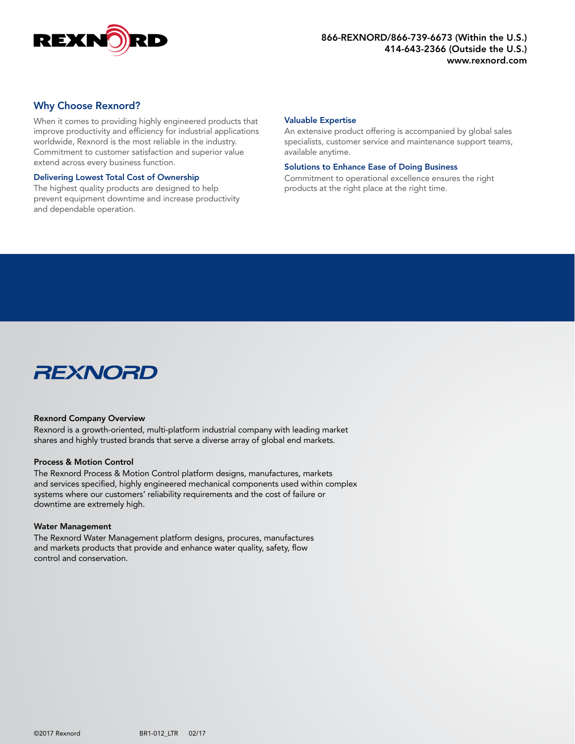866-REXNORD/866-739-6673 (Within the U.S.)
414-643-2366 (Outside the U.S.)
www.rexnord.com

## Why Choose Rexnord?

When it comes to providing highly engineered products that improve productivity and efficiency for industrial applications worldwide, Rexnord is the most reliable in the industry. Commitment to customer satisfaction and superior value extend across every business function.

### Delivering Lowest Total Cost of Ownership

The highest quality products are designed to help prevent equipment downtime and increase productivity and dependable operation.

### Valuable Expertise

An extensive product offering is accompanied by global sales specialists, customer service and maintenance support teams, available anytime.

### Solutions to Enhance Ease of Doing Business

Commitment to operational excellence ensures the right products at the right place at the right time.

**Rexnord Company Overview**

Rexnord is a growth-oriented, multi-platform industrial company with leading market shares and highly trusted brands that serve a diverse array of global end markets.

**Process & Motion Control**

The Rexnord Process & Motion Control platform designs, manufactures, markets and services specified, highly engineered mechanical components used within complex systems where our customers' reliability requirements and the cost of failure or downtime are extremely high.

**Water Management**

The Rexnord Water Management platform designs, procures, manufactures and markets products that provide and enhance water quality, safety, flow control and conservation.

©2017 Rexnord BR1-012_LTR 02/17